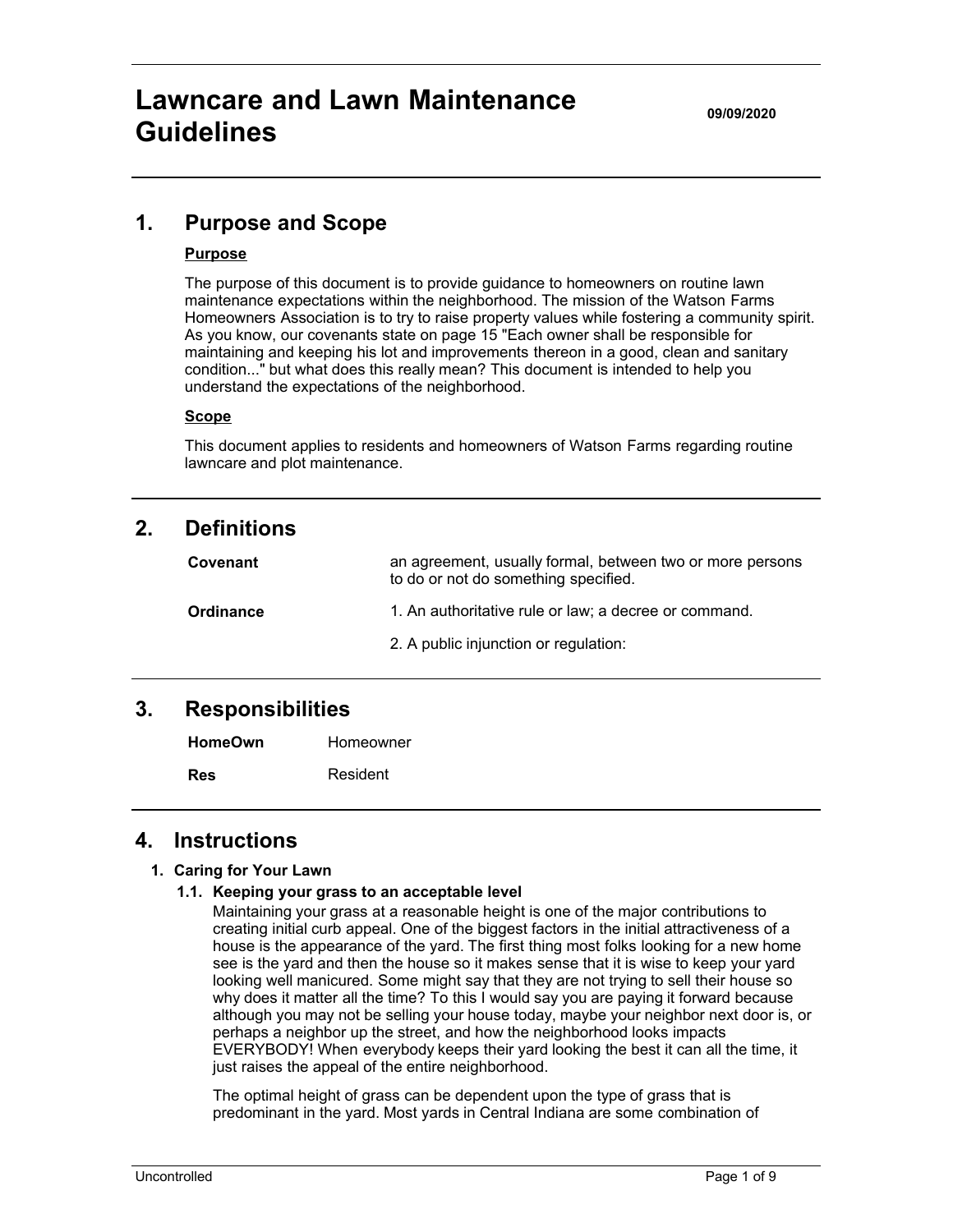# Lawncare and Lawn Maintenance Guidelines

**09/09/2020**

## 1. Purpose and Scope

**Purpose**

The purpose of this document is to provide guidance to homeowners on routine lawn maintenance expectations within the neighborhood. The mission of the Watson Farms Homeowners Association is to try to raise property values while fostering a community spirit. As you know, our covenants state on page 15 "Each owner shall be responsible for maintaining and keeping his lot and improvements thereon in a good, clean and sanitary condition..." but what does this really mean? This document is intended to help you understand the expectations of the neighborhood.

**Scope**

This document applies to residents and homeowners of Watson Farms regarding routine lawncare and plot maintenance.

## 2. Definitions

| | |
|---|---|
| **Covenant** | an agreement, usually formal, between two or more persons to do or not do something specified. |
| **Ordinance** | 1. An authoritative rule or law; a decree or command. |
| | 2. A public injunction or regulation: |

## 3. Responsibilities

| | |
|---|---|
| **HomeOwn** | Homeowner |
| **Res** | Resident |

## 4. Instructions

### 1. Caring for Your Lawn

#### 1.1. Keeping your grass to an acceptable level

Maintaining your grass at a reasonable height is one of the major contributions to creating initial curb appeal. One of the biggest factors in the initial attractiveness of a house is the appearance of the yard. The first thing most folks looking for a new home see is the yard and then the house so it makes sense that it is wise to keep your yard looking well manicured. Some might say that they are not trying to sell their house so why does it matter all the time? To this I would say you are paying it forward because although you may not be selling your house today, maybe your neighbor next door is, or perhaps a neighbor up the street, and how the neighborhood looks impacts EVERYBODY! When everybody keeps their yard looking the best it can all the time, it just raises the appeal of the entire neighborhood.

The optimal height of grass can be dependent upon the type of grass that is predominant in the yard. Most yards in Central Indiana are some combination of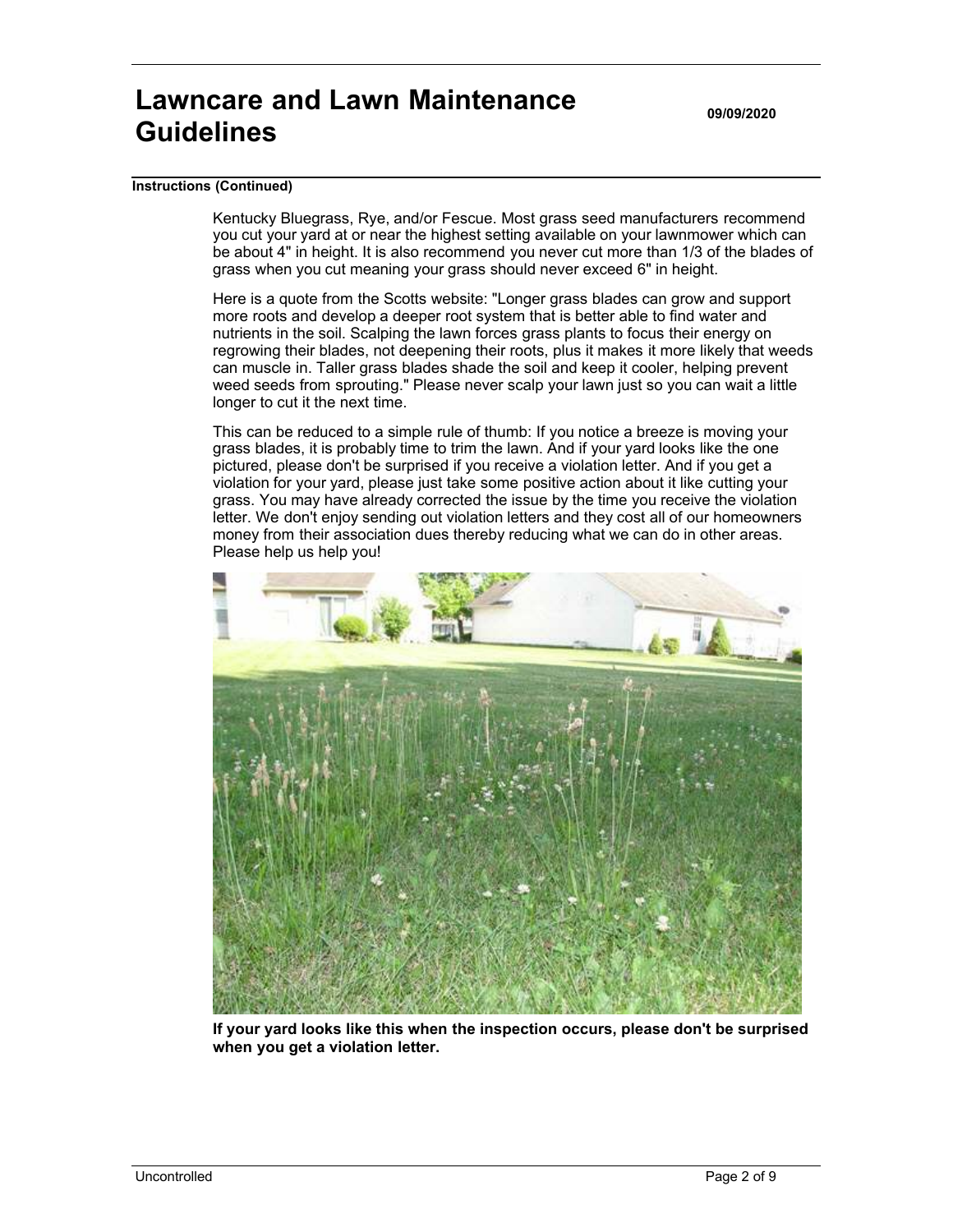**Instructions (Continued)**

Kentucky Bluegrass, Rye, and/or Fescue. Most grass seed manufacturers recommend you cut your yard at or near the highest setting available on your lawnmower which can be about 4" in height. It is also recommend you never cut more than 1/3 of the blades of grass when you cut meaning your grass should never exceed 6" in height.

Here is a quote from the Scotts website: "Longer grass blades can grow and support more roots and develop a deeper root system that is better able to find water and nutrients in the soil. Scalping the lawn forces grass plants to focus their energy on regrowing their blades, not deepening their roots, plus it makes it more likely that weeds can muscle in. Taller grass blades shade the soil and keep it cooler, helping prevent weed seeds from sprouting." Please never scalp your lawn just so you can wait a little longer to cut it the next time.

This can be reduced to a simple rule of thumb: If you notice a breeze is moving your grass blades, it is probably time to trim the lawn. And if your yard looks like the one pictured, please don't be surprised if you receive a violation letter. And if you get a violation for your yard, please just take some positive action about it like cutting your grass. You may have already corrected the issue by the time you receive the violation letter. We don't enjoy sending out violation letters and they cost all of our homeowners money from their association dues thereby reducing what we can do in other areas. Please help us help you!

**If your yard looks like this when the inspection occurs, please don't be surprised when you get a violation letter.**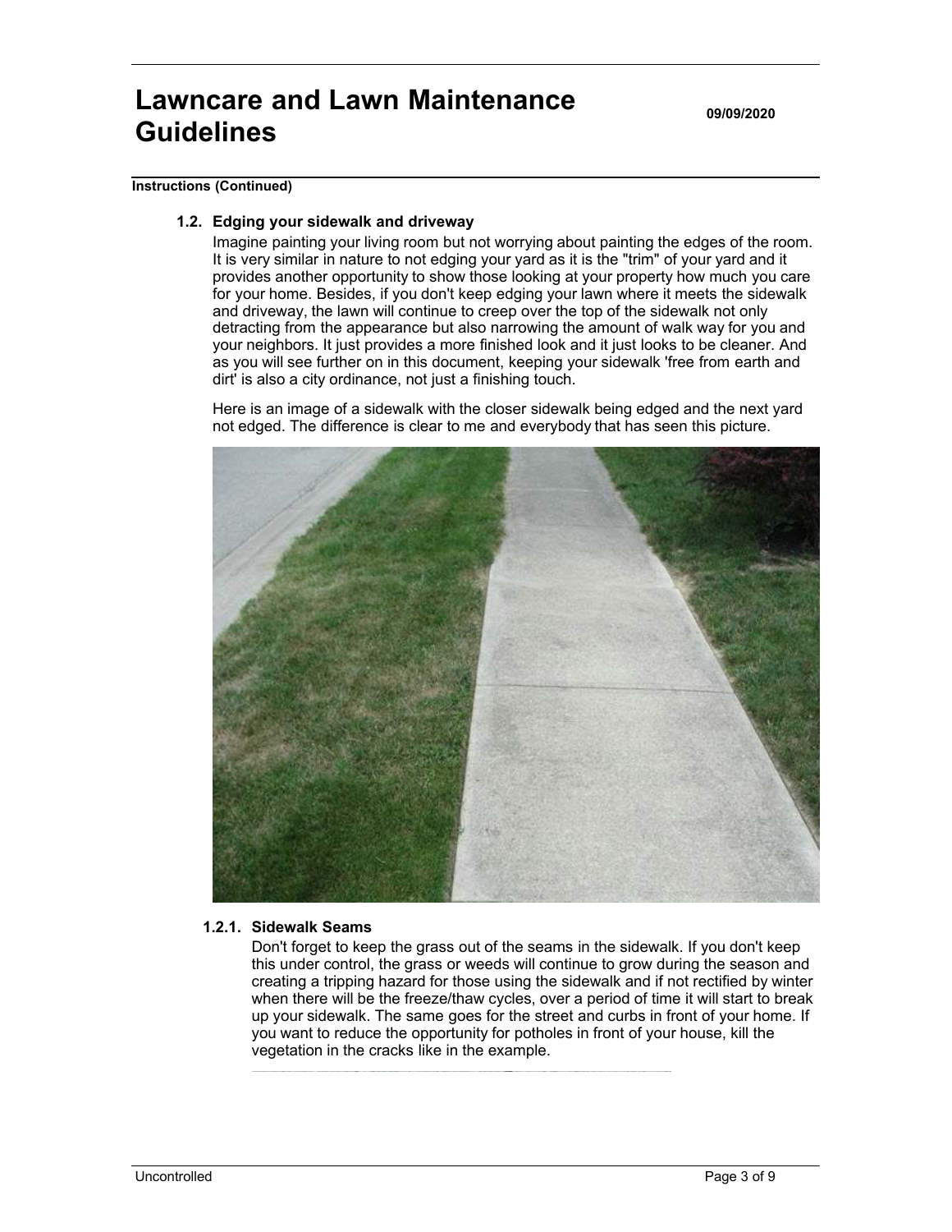**Instructions (Continued)**

### 1.2. Edging your sidewalk and driveway

Imagine painting your living room but not worrying about painting the edges of the room. It is very similar in nature to not edging your yard as it is the "trim" of your yard and it provides another opportunity to show those looking at your property how much you care for your home. Besides, if you don't keep edging your lawn where it meets the sidewalk and driveway, the lawn will continue to creep over the top of the sidewalk not only detracting from the appearance but also narrowing the amount of walk way for you and your neighbors. It just provides a more finished look and it just looks to be cleaner. And as you will see further on in this document, keeping your sidewalk 'free from earth and dirt' is also a city ordinance, not just a finishing touch.

Here is an image of a sidewalk with the closer sidewalk being edged and the next yard not edged. The difference is clear to me and everybody that has seen this picture.

#### 1.2.1. Sidewalk Seams

Don't forget to keep the grass out of the seams in the sidewalk. If you don't keep this under control, the grass or weeds will continue to grow during the season and creating a tripping hazard for those using the sidewalk and if not rectified by winter when there will be the freeze/thaw cycles, over a period of time it will start to break up your sidewalk. The same goes for the street and curbs in front of your home. If you want to reduce the opportunity for potholes in front of your house, kill the vegetation in the cracks like in the example.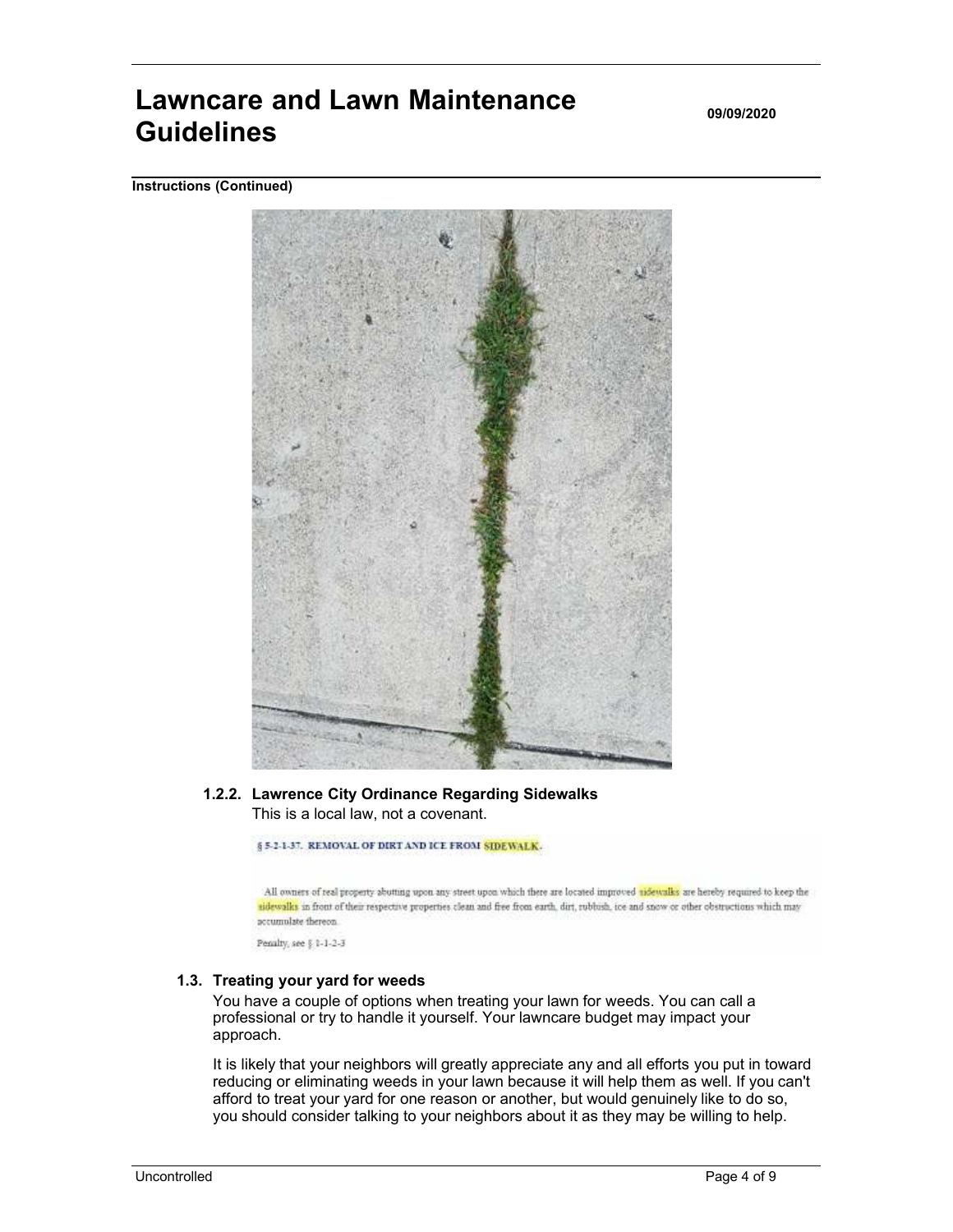**Instructions (Continued)**

#### 1.2.2. Lawrence City Ordinance Regarding Sidewalks

This is a local law, not a covenant.

§ 5-2-1-37. REMOVAL OF DIRT AND ICE FROM SIDEWALK.

All owners of real property abutting upon any street upon which there are located improved sidewalks are hereby required to keep the sidewalks in front of their respective properties clean and free from earth, dirt, rubbish, ice and snow or other obstructions which may accumulate thereon.

Penalty, see § 1-1-2-3

### 1.3. Treating your yard for weeds

You have a couple of options when treating your lawn for weeds. You can call a professional or try to handle it yourself. Your lawncare budget may impact your approach.

It is likely that your neighbors will greatly appreciate any and all efforts you put in toward reducing or eliminating weeds in your lawn because it will help them as well. If you can't afford to treat your yard for one reason or another, but would genuinely like to do so, you should consider talking to your neighbors about it as they may be willing to help.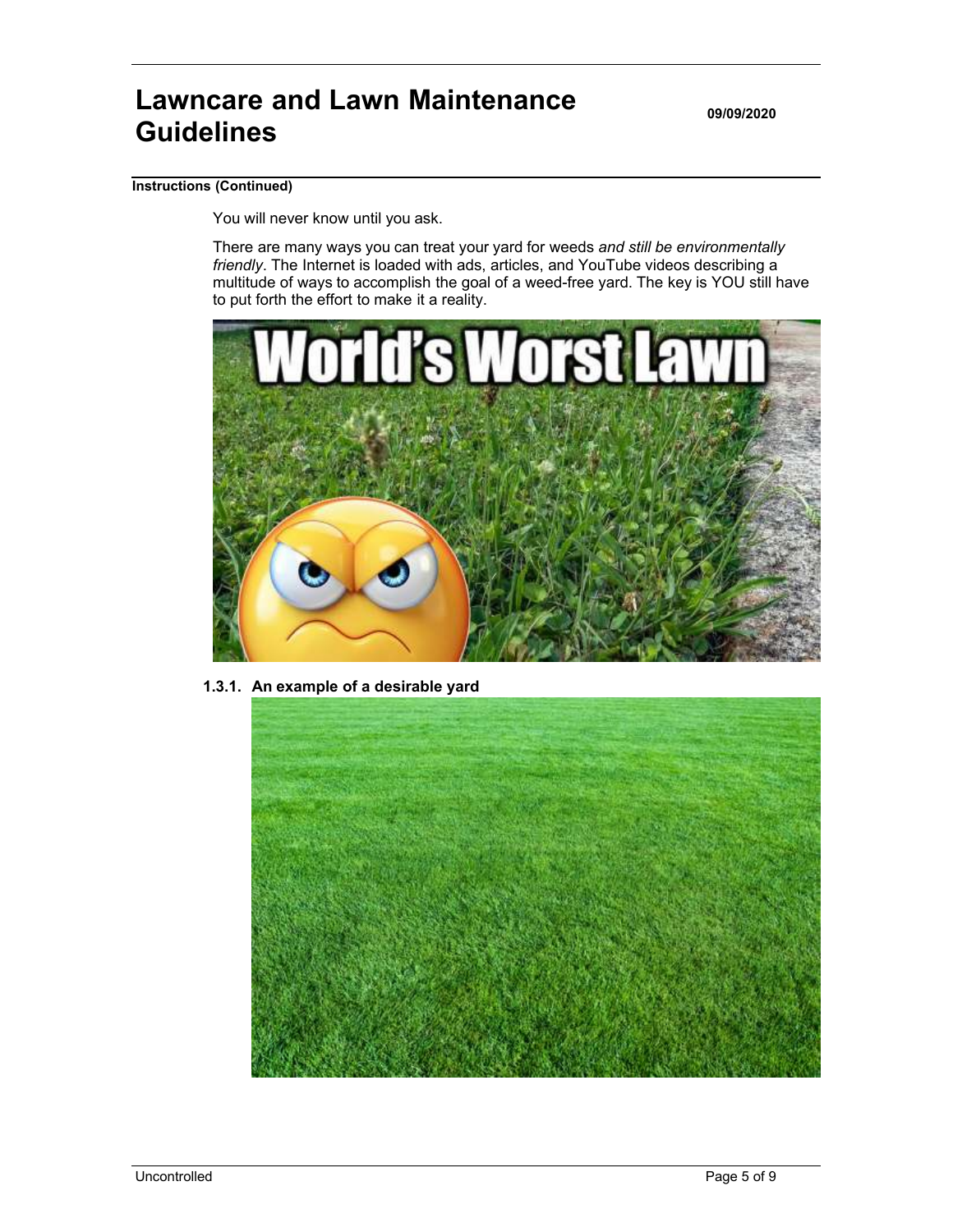**Instructions (Continued)**

You will never know until you ask.

There are many ways you can treat your yard for weeds *and still be environmentally friendly*. The Internet is loaded with ads, articles, and YouTube videos describing a multitude of ways to accomplish the goal of a weed-free yard. The key is YOU still have to put forth the effort to make it a reality.

**1.3.1. An example of a desirable yard**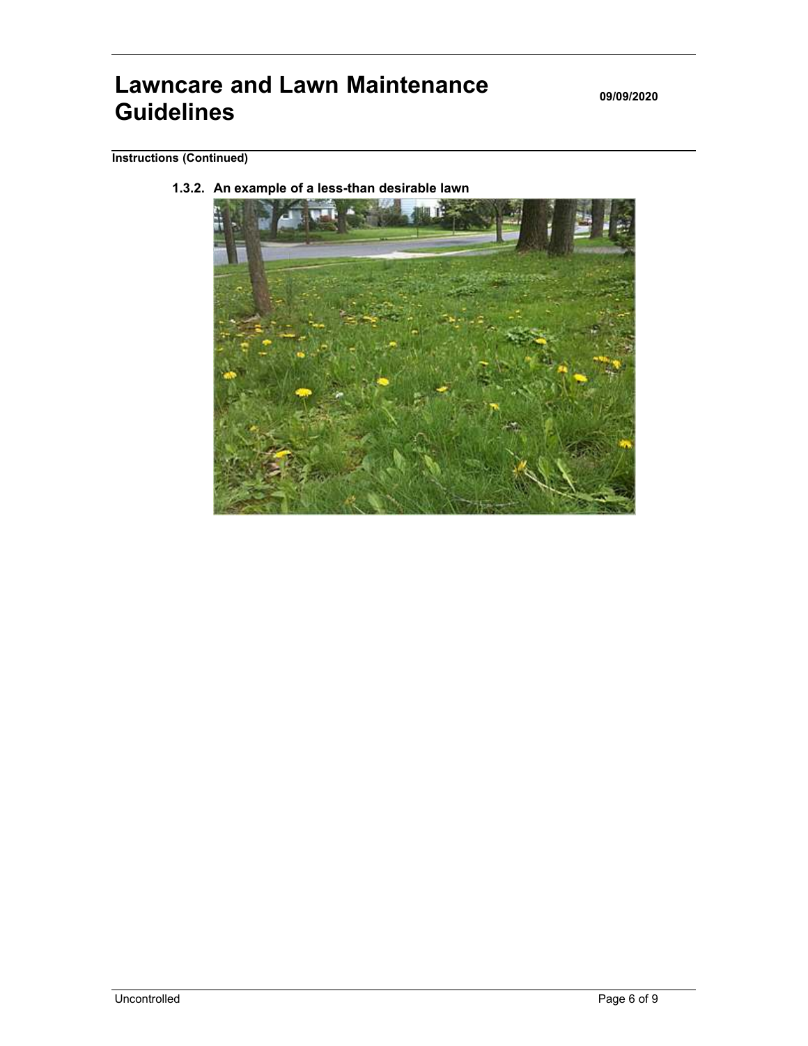**Instructions (Continued)**

**1.3.2. An example of a less-than desirable lawn**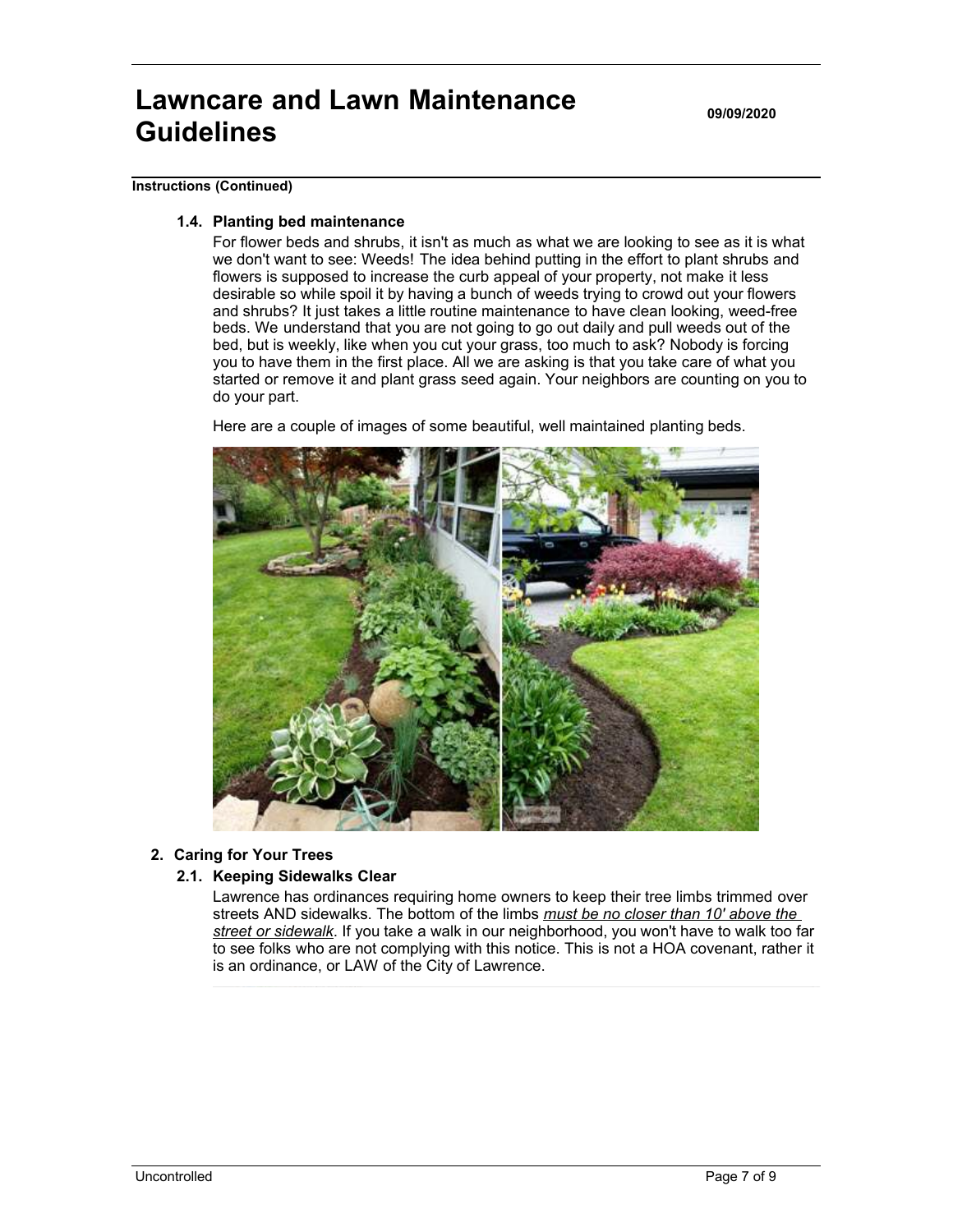**Instructions (Continued)**

### 1.4. Planting bed maintenance

For flower beds and shrubs, it isn't as much as what we are looking to see as it is what we don't want to see: Weeds! The idea behind putting in the effort to plant shrubs and flowers is supposed to increase the curb appeal of your property, not make it less desirable so while spoil it by having a bunch of weeds trying to crowd out your flowers and shrubs? It just takes a little routine maintenance to have clean looking, weed-free beds. We understand that you are not going to go out daily and pull weeds out of the bed, but is weekly, like when you cut your grass, too much to ask? Nobody is forcing you to have them in the first place. All we are asking is that you take care of what you started or remove it and plant grass seed again. Your neighbors are counting on you to do your part.

Here are a couple of images of some beautiful, well maintained planting beds.

## 2. Caring for Your Trees

### 2.1. Keeping Sidewalks Clear

Lawrence has ordinances requiring home owners to keep their tree limbs trimmed over streets AND sidewalks. The bottom of the limbs ***must be no closer than 10' above the street or sidewalk***. If you take a walk in our neighborhood, you won't have to walk too far to see folks who are not complying with this notice. This is not a HOA covenant, rather it is an ordinance, or LAW of the City of Lawrence.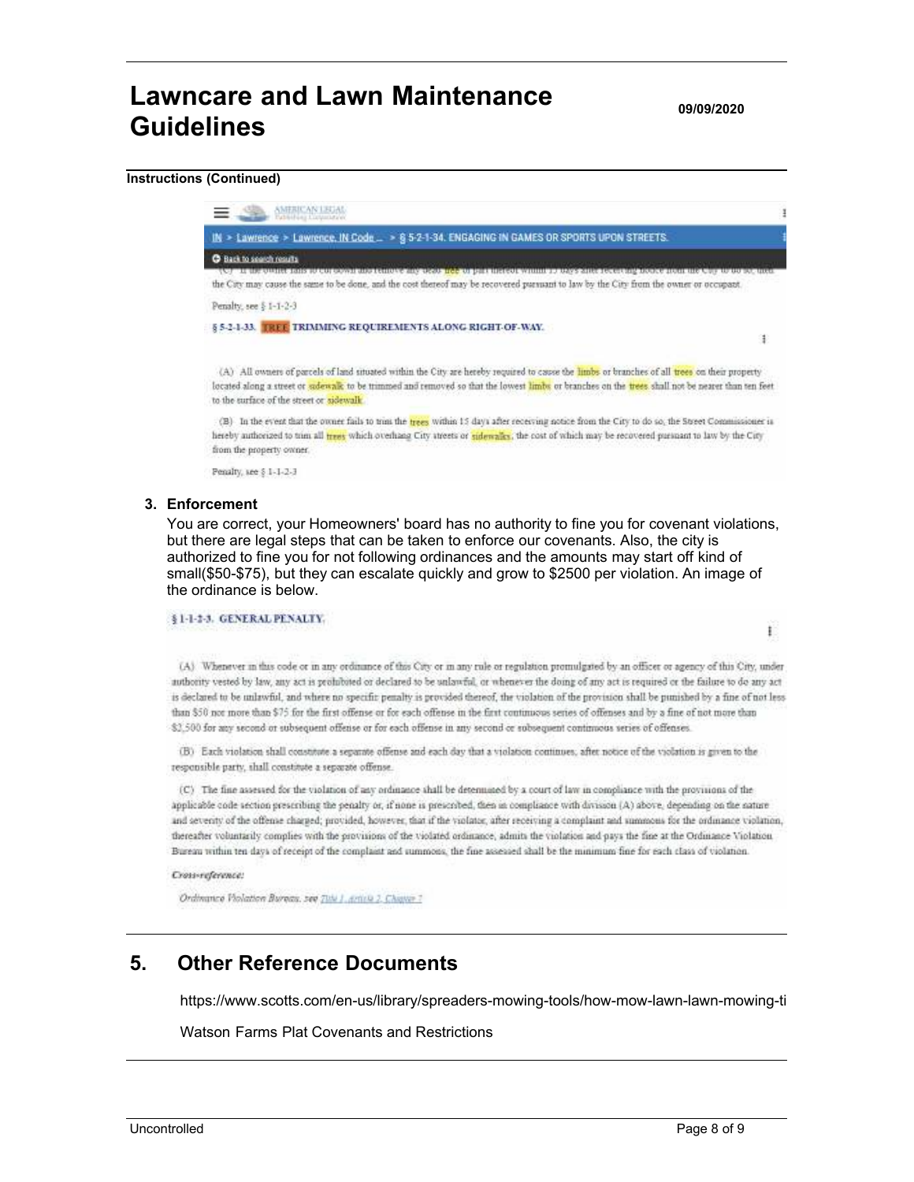**Instructions (Continued)**

AMERICAN LEGAL Publishing Corporation

IN > Lawrence > Lawrence, IN Code ... > § 5-2-1-34. ENGAGING IN GAMES OR SPORTS UPON STREETS.

Back to search results

(C) If the owner fails to cut down and remove any dead tree or part thereof within 15 days after receiving notice from the City to do so, then the City may cause the same to be done, and the cost thereof may be recovered pursuant to law by the City from the owner or occupant.

Penalty, see § 1-1-2-3

§ 5-2-1-33. TREE TRIMMING REQUIREMENTS ALONG RIGHT-OF-WAY.

(A) All owners of parcels of land situated within the City are hereby required to cause the limbs or branches of all trees on their property located along a street or sidewalk to be trimmed and removed so that the lowest limbs or branches on the trees shall not be nearer than ten feet to the surface of the street or sidewalk.

(B) In the event that the owner fails to trim the trees within 15 days after receiving notice from the City to do so, the Street Commissioner is hereby authorized to trim all trees which overhang City streets or sidewalks, the cost of which may be recovered pursuant to law by the City from the property owner.

Penalty, see § 1-1-2-3

3. **Enforcement**

   You are correct, your Homeowners' board has no authority to fine you for covenant violations, but there are legal steps that can be taken to enforce our covenants. Also, the city is authorized to fine you for not following ordinances and the amounts may start off kind of small($50-$75), but they can escalate quickly and grow to $2500 per violation. An image of the ordinance is below.

§ 1-1-2-3. GENERAL PENALTY.

(A) Whenever in this code or in any ordinance of this City or in any rule or regulation promulgated by an officer or agency of this City, under authority vested by law, any act is prohibited or declared to be unlawful, or whenever the doing of any act is required or the failure to do any act is declared to be unlawful, and where no specific penalty is provided thereof, the violation of the provision shall be punished by a fine of not less than $50 nor more than $75 for the first offense or for each offense in the first continuous series of offenses and by a fine of not more than $2,500 for any second or subsequent offense or for each offense in any second or subsequent continuous series of offenses.

(B) Each violation shall constitute a separate offense and each day that a violation continues, after notice of the violation is given to the responsible party, shall constitute a separate offense.

(C) The fine assessed for the violation of any ordinance shall be determined by a court of law in compliance with the provisions of the applicable code section prescribing the penalty or, if none is prescribed, then in compliance with division (A) above, depending on the nature and severity of the offense charged; provided, however, that if the violator, after receiving a complaint and summons for the ordinance violation, thereafter voluntarily complies with the provisions of the violated ordinance, admits the violation and pays the fine at the Ordinance Violation Bureau within ten days of receipt of the complaint and summons, the fine assessed shall be the minimum fine for each class of violation.

*Cross-reference:*

*Ordinance Violation Bureau, see Title 1, Article 2, Chapter 7*

## 5. Other Reference Documents

https://www.scotts.com/en-us/library/spreaders-mowing-tools/how-mow-lawn-lawn-mowing-ti

Watson Farms Plat Covenants and Restrictions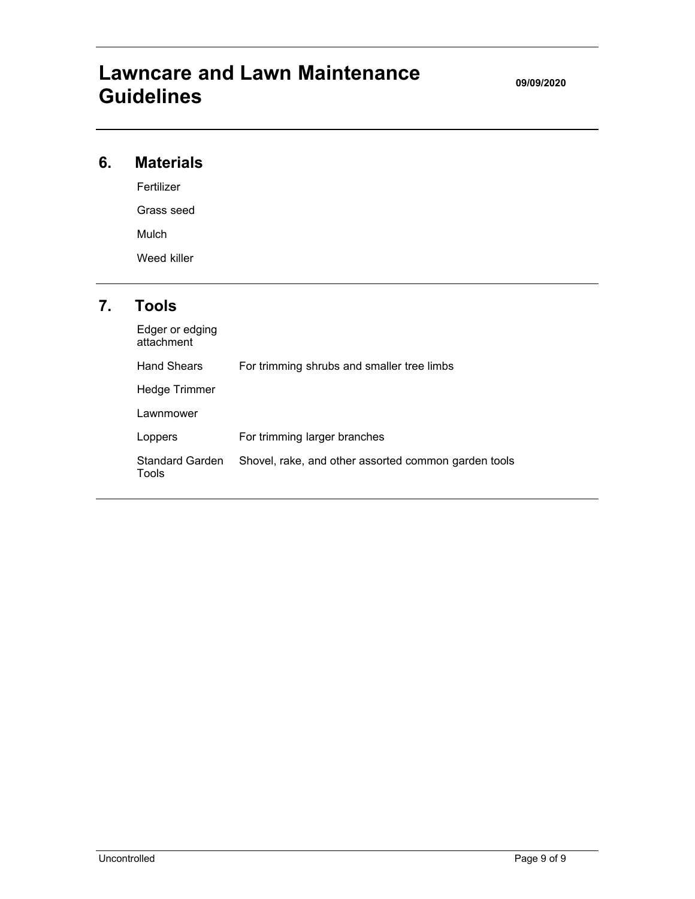## 6. Materials

Fertilizer

Grass seed

Mulch

Weed killer

## 7. Tools

| | |
|---|---|
| Edger or edging attachment | |
| Hand Shears | For trimming shrubs and smaller tree limbs |
| Hedge Trimmer | |
| Lawnmower | |
| Loppers | For trimming larger branches |
| Standard Garden Tools | Shovel, rake, and other assorted common garden tools |